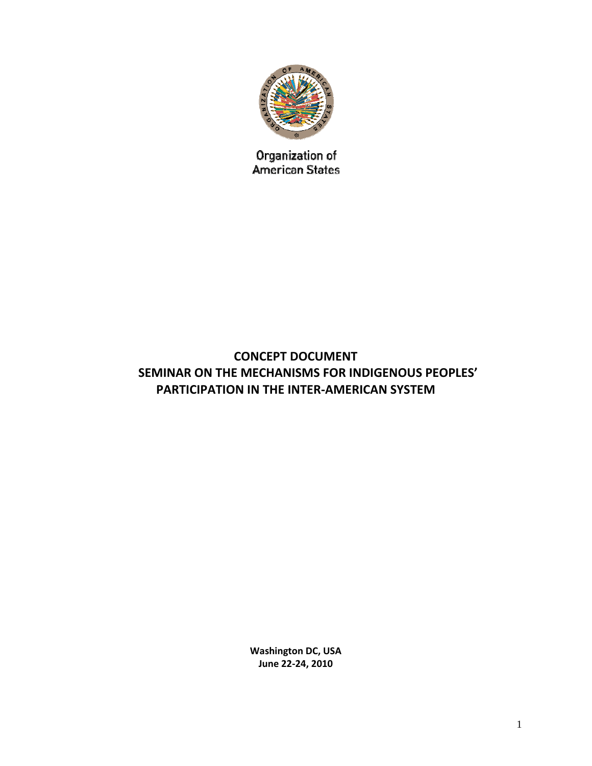Organization of American States

# CONCEPT DOCUMENT
# SEMINAR ON THE MECHANISMS FOR INDIGENOUS PEOPLES' PARTICIPATION IN THE INTER-AMERICAN SYSTEM

**Washington DC, USA**
**June 22-24, 2010**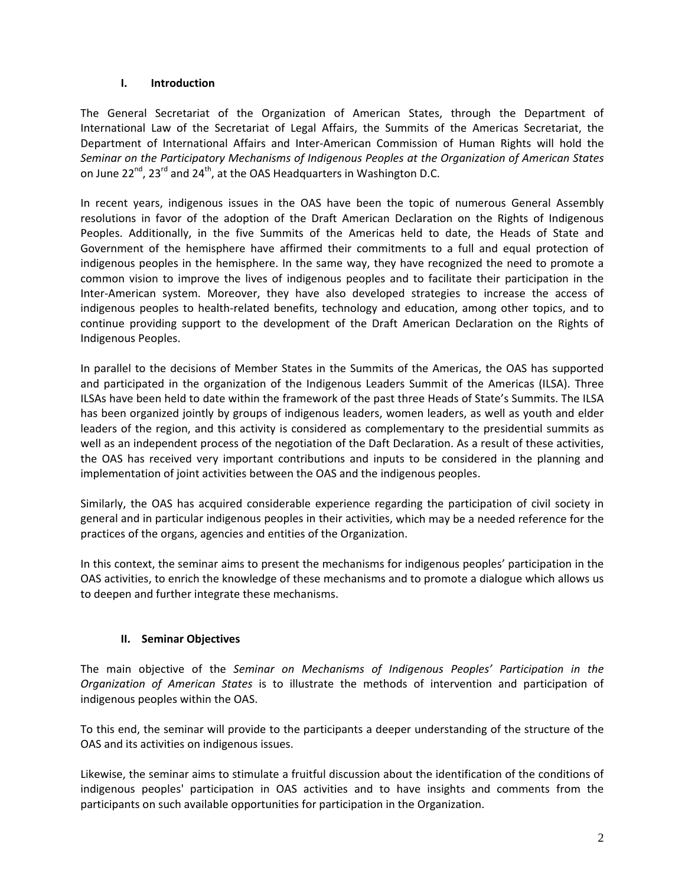## I. Introduction

The General Secretariat of the Organization of American States, through the Department of International Law of the Secretariat of Legal Affairs, the Summits of the Americas Secretariat, the Department of International Affairs and Inter-American Commission of Human Rights will hold the *Seminar on the Participatory Mechanisms of Indigenous Peoples at the Organization of American States* on June 22nd, 23rd and 24th, at the OAS Headquarters in Washington D.C.

In recent years, indigenous issues in the OAS have been the topic of numerous General Assembly resolutions in favor of the adoption of the Draft American Declaration on the Rights of Indigenous Peoples. Additionally, in the five Summits of the Americas held to date, the Heads of State and Government of the hemisphere have affirmed their commitments to a full and equal protection of indigenous peoples in the hemisphere. In the same way, they have recognized the need to promote a common vision to improve the lives of indigenous peoples and to facilitate their participation in the Inter-American system. Moreover, they have also developed strategies to increase the access of indigenous peoples to health-related benefits, technology and education, among other topics, and to continue providing support to the development of the Draft American Declaration on the Rights of Indigenous Peoples.

In parallel to the decisions of Member States in the Summits of the Americas, the OAS has supported and participated in the organization of the Indigenous Leaders Summit of the Americas (ILSA). Three ILSAs have been held to date within the framework of the past three Heads of State's Summits. The ILSA has been organized jointly by groups of indigenous leaders, women leaders, as well as youth and elder leaders of the region, and this activity is considered as complementary to the presidential summits as well as an independent process of the negotiation of the Daft Declaration. As a result of these activities, the OAS has received very important contributions and inputs to be considered in the planning and implementation of joint activities between the OAS and the indigenous peoples.

Similarly, the OAS has acquired considerable experience regarding the participation of civil society in general and in particular indigenous peoples in their activities, which may be a needed reference for the practices of the organs, agencies and entities of the Organization.

In this context, the seminar aims to present the mechanisms for indigenous peoples' participation in the OAS activities, to enrich the knowledge of these mechanisms and to promote a dialogue which allows us to deepen and further integrate these mechanisms.

## II. Seminar Objectives

The main objective of the *Seminar on Mechanisms of Indigenous Peoples' Participation in the Organization of American States* is to illustrate the methods of intervention and participation of indigenous peoples within the OAS.

To this end, the seminar will provide to the participants a deeper understanding of the structure of the OAS and its activities on indigenous issues.

Likewise, the seminar aims to stimulate a fruitful discussion about the identification of the conditions of indigenous peoples' participation in OAS activities and to have insights and comments from the participants on such available opportunities for participation in the Organization.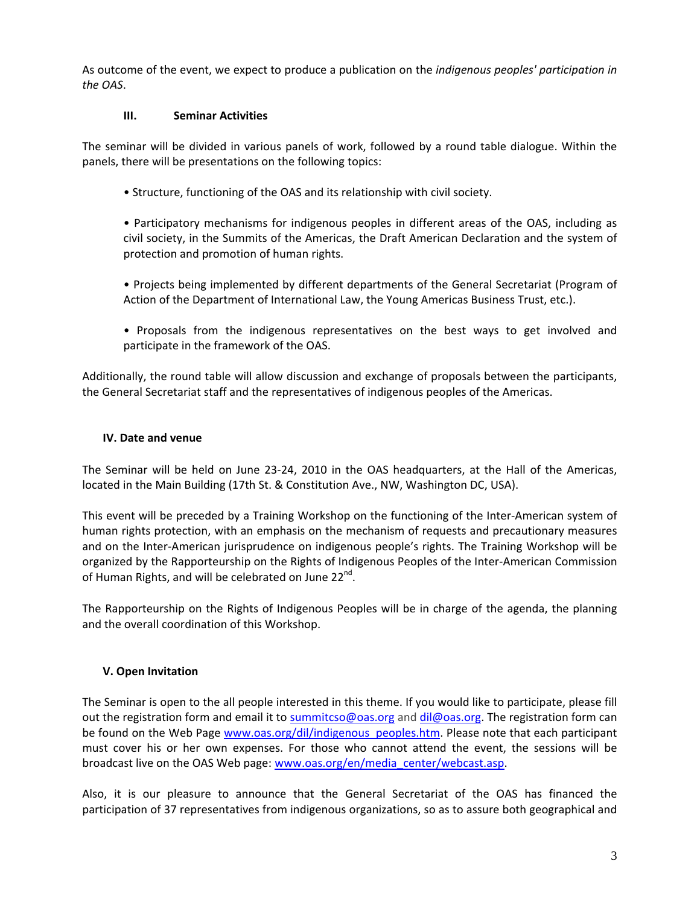As outcome of the event, we expect to produce a publication on the *indigenous peoples' participation in the OAS*.

## III. Seminar Activities

The seminar will be divided in various panels of work, followed by a round table dialogue. Within the panels, there will be presentations on the following topics:

- Structure, functioning of the OAS and its relationship with civil society.

- Participatory mechanisms for indigenous peoples in different areas of the OAS, including as civil society, in the Summits of the Americas, the Draft American Declaration and the system of protection and promotion of human rights.

- Projects being implemented by different departments of the General Secretariat (Program of Action of the Department of International Law, the Young Americas Business Trust, etc.).

- Proposals from the indigenous representatives on the best ways to get involved and participate in the framework of the OAS.

Additionally, the round table will allow discussion and exchange of proposals between the participants, the General Secretariat staff and the representatives of indigenous peoples of the Americas.

## IV. Date and venue

The Seminar will be held on June 23-24, 2010 in the OAS headquarters, at the Hall of the Americas, located in the Main Building (17th St. & Constitution Ave., NW, Washington DC, USA).

This event will be preceded by a Training Workshop on the functioning of the Inter-American system of human rights protection, with an emphasis on the mechanism of requests and precautionary measures and on the Inter-American jurisprudence on indigenous people's rights. The Training Workshop will be organized by the Rapporteurship on the Rights of Indigenous Peoples of the Inter-American Commission of Human Rights, and will be celebrated on June 22nd.

The Rapporteurship on the Rights of Indigenous Peoples will be in charge of the agenda, the planning and the overall coordination of this Workshop.

## V. Open Invitation

The Seminar is open to the all people interested in this theme. If you would like to participate, please fill out the registration form and email it to summitcso@oas.org and dil@oas.org. The registration form can be found on the Web Page www.oas.org/dil/indigenous_peoples.htm. Please note that each participant must cover his or her own expenses. For those who cannot attend the event, the sessions will be broadcast live on the OAS Web page: www.oas.org/en/media_center/webcast.asp.

Also, it is our pleasure to announce that the General Secretariat of the OAS has financed the participation of 37 representatives from indigenous organizations, so as to assure both geographical and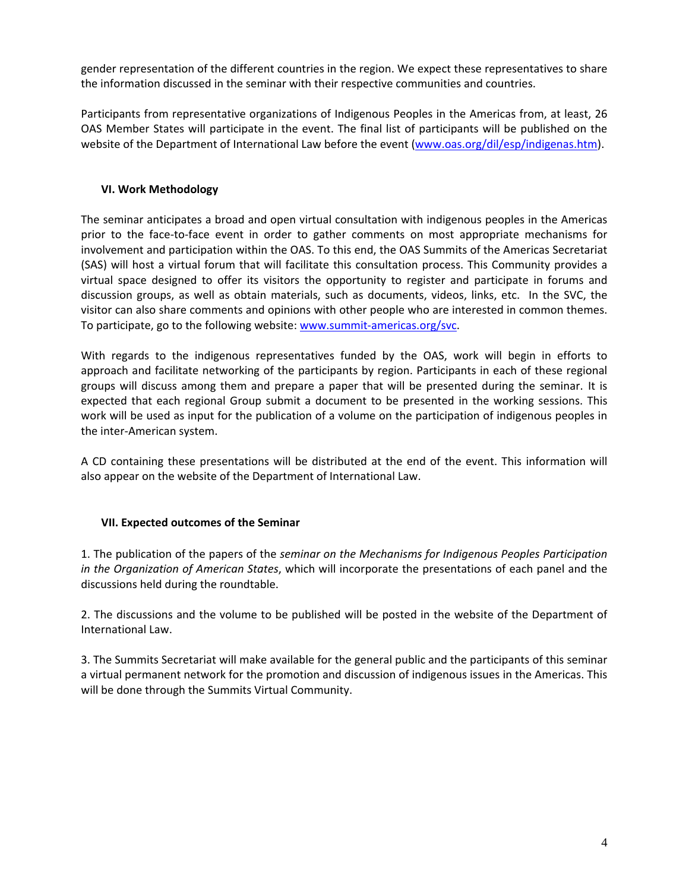gender representation of the different countries in the region. We expect these representatives to share the information discussed in the seminar with their respective communities and countries.

Participants from representative organizations of Indigenous Peoples in the Americas from, at least, 26 OAS Member States will participate in the event. The final list of participants will be published on the website of the Department of International Law before the event (www.oas.org/dil/esp/indigenas.htm).

### VI. Work Methodology

The seminar anticipates a broad and open virtual consultation with indigenous peoples in the Americas prior to the face-to-face event in order to gather comments on most appropriate mechanisms for involvement and participation within the OAS. To this end, the OAS Summits of the Americas Secretariat (SAS) will host a virtual forum that will facilitate this consultation process. This Community provides a virtual space designed to offer its visitors the opportunity to register and participate in forums and discussion groups, as well as obtain materials, such as documents, videos, links, etc. In the SVC, the visitor can also share comments and opinions with other people who are interested in common themes. To participate, go to the following website: www.summit-americas.org/svc.

With regards to the indigenous representatives funded by the OAS, work will begin in efforts to approach and facilitate networking of the participants by region. Participants in each of these regional groups will discuss among them and prepare a paper that will be presented during the seminar. It is expected that each regional Group submit a document to be presented in the working sessions. This work will be used as input for the publication of a volume on the participation of indigenous peoples in the inter-American system.

A CD containing these presentations will be distributed at the end of the event. This information will also appear on the website of the Department of International Law.

### VII. Expected outcomes of the Seminar

1. The publication of the papers of the *seminar on the Mechanisms for Indigenous Peoples Participation in the Organization of American States*, which will incorporate the presentations of each panel and the discussions held during the roundtable.

2. The discussions and the volume to be published will be posted in the website of the Department of International Law.

3. The Summits Secretariat will make available for the general public and the participants of this seminar a virtual permanent network for the promotion and discussion of indigenous issues in the Americas. This will be done through the Summits Virtual Community.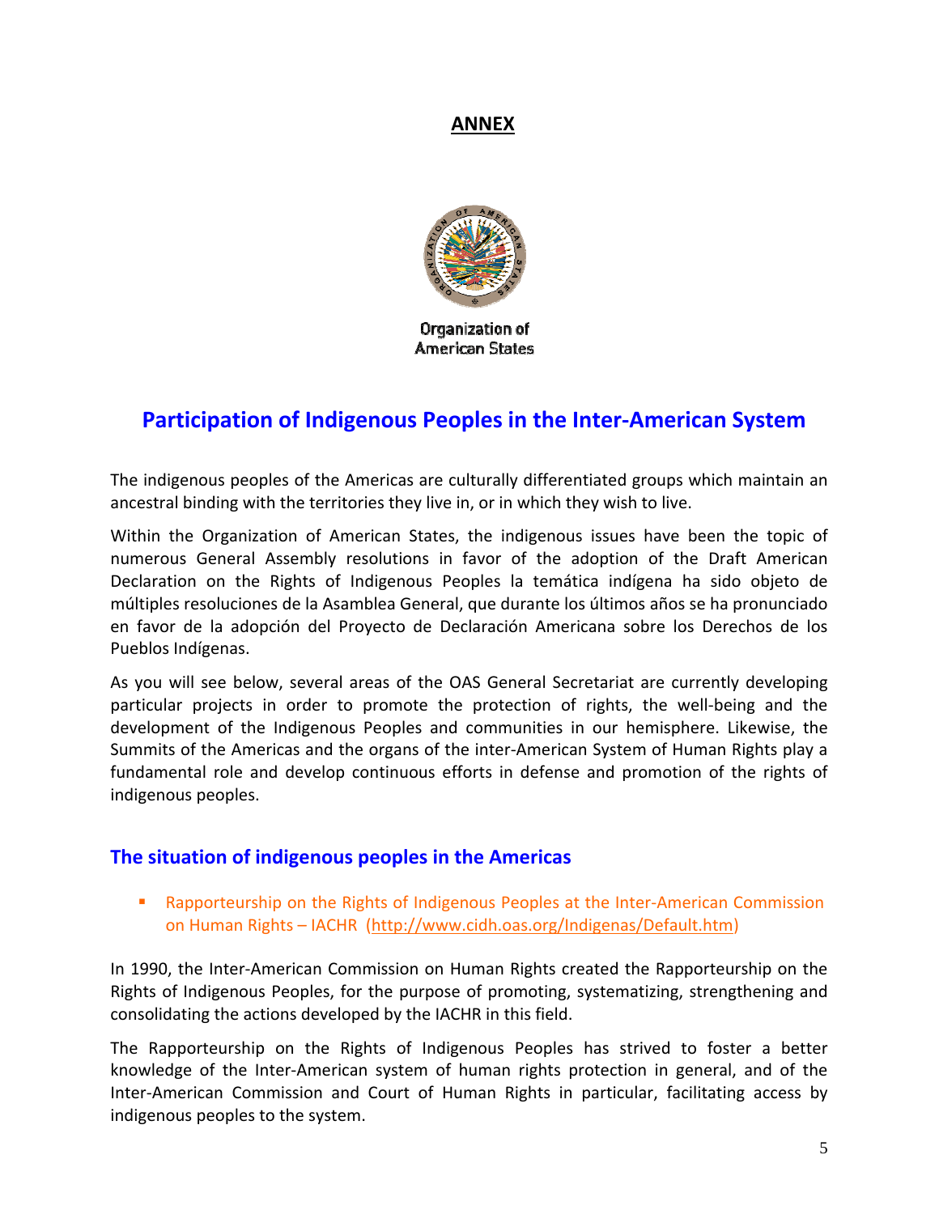## ANNEX

Organization of American States

# Participation of Indigenous Peoples in the Inter-American System

The indigenous peoples of the Americas are culturally differentiated groups which maintain an ancestral binding with the territories they live in, or in which they wish to live.

Within the Organization of American States, the indigenous issues have been the topic of numerous General Assembly resolutions in favor of the adoption of the Draft American Declaration on the Rights of Indigenous Peoples la temática indígena ha sido objeto de múltiples resoluciones de la Asamblea General, que durante los últimos años se ha pronunciado en favor de la adopción del Proyecto de Declaración Americana sobre los Derechos de los Pueblos Indígenas.

As you will see below, several areas of the OAS General Secretariat are currently developing particular projects in order to promote the protection of rights, the well-being and the development of the Indigenous Peoples and communities in our hemisphere. Likewise, the Summits of the Americas and the organs of the inter-American System of Human Rights play a fundamental role and develop continuous efforts in defense and promotion of the rights of indigenous peoples.

## The situation of indigenous peoples in the Americas

- Rapporteurship on the Rights of Indigenous Peoples at the Inter-American Commission on Human Rights – IACHR (http://www.cidh.oas.org/Indigenas/Default.htm)

In 1990, the Inter-American Commission on Human Rights created the Rapporteurship on the Rights of Indigenous Peoples, for the purpose of promoting, systematizing, strengthening and consolidating the actions developed by the IACHR in this field.

The Rapporteurship on the Rights of Indigenous Peoples has strived to foster a better knowledge of the Inter-American system of human rights protection in general, and of the Inter-American Commission and Court of Human Rights in particular, facilitating access by indigenous peoples to the system.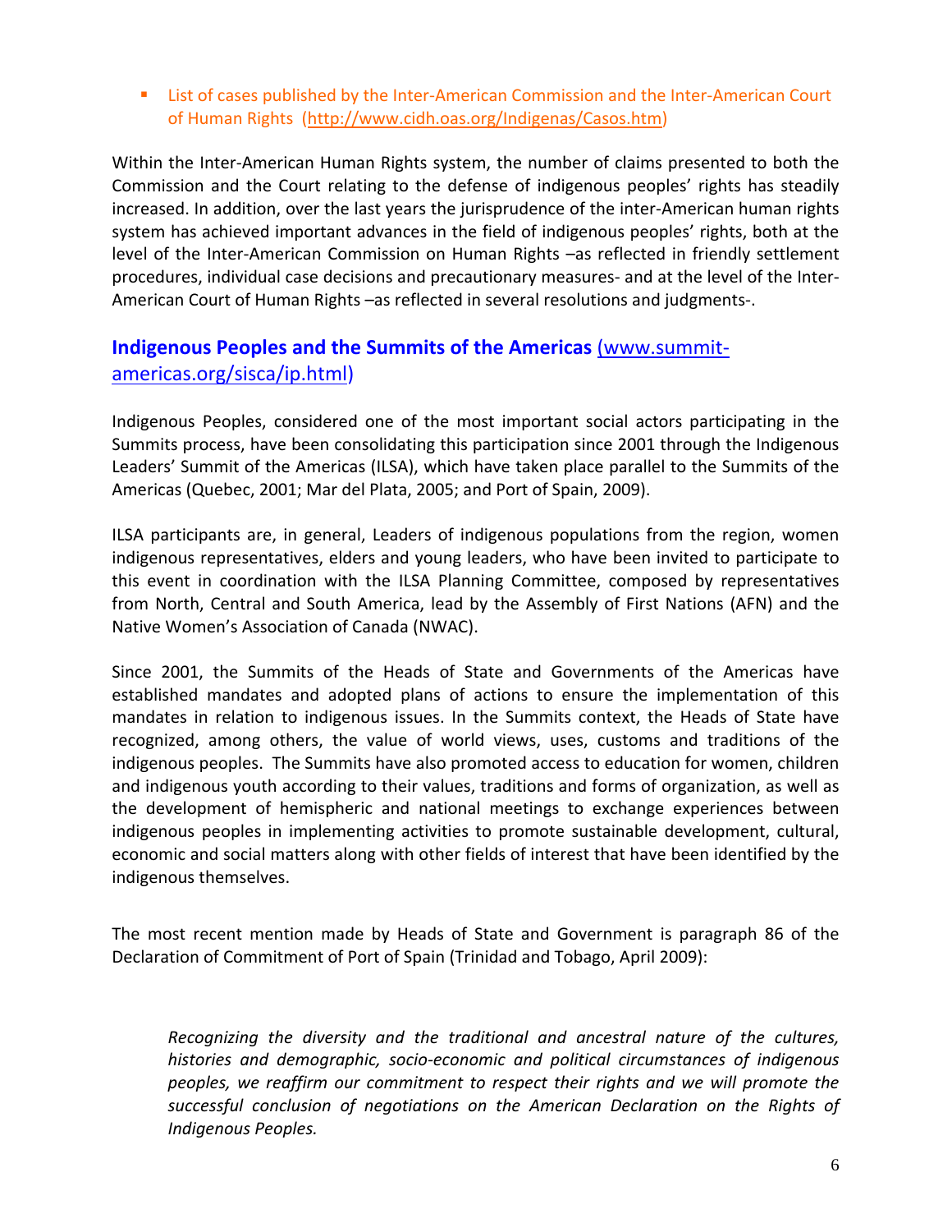- List of cases published by the Inter-American Commission and the Inter-American Court of Human Rights (http://www.cidh.oas.org/Indigenas/Casos.htm)

Within the Inter-American Human Rights system, the number of claims presented to both the Commission and the Court relating to the defense of indigenous peoples' rights has steadily increased. In addition, over the last years the jurisprudence of the inter-American human rights system has achieved important advances in the field of indigenous peoples' rights, both at the level of the Inter-American Commission on Human Rights –as reflected in friendly settlement procedures, individual case decisions and precautionary measures- and at the level of the Inter-American Court of Human Rights –as reflected in several resolutions and judgments-.

## Indigenous Peoples and the Summits of the Americas (www.summit-americas.org/sisca/ip.html)

Indigenous Peoples, considered one of the most important social actors participating in the Summits process, have been consolidating this participation since 2001 through the Indigenous Leaders' Summit of the Americas (ILSA), which have taken place parallel to the Summits of the Americas (Quebec, 2001; Mar del Plata, 2005; and Port of Spain, 2009).

ILSA participants are, in general, Leaders of indigenous populations from the region, women indigenous representatives, elders and young leaders, who have been invited to participate to this event in coordination with the ILSA Planning Committee, composed by representatives from North, Central and South America, lead by the Assembly of First Nations (AFN) and the Native Women's Association of Canada (NWAC).

Since 2001, the Summits of the Heads of State and Governments of the Americas have established mandates and adopted plans of actions to ensure the implementation of this mandates in relation to indigenous issues. In the Summits context, the Heads of State have recognized, among others, the value of world views, uses, customs and traditions of the indigenous peoples. The Summits have also promoted access to education for women, children and indigenous youth according to their values, traditions and forms of organization, as well as the development of hemispheric and national meetings to exchange experiences between indigenous peoples in implementing activities to promote sustainable development, cultural, economic and social matters along with other fields of interest that have been identified by the indigenous themselves.

The most recent mention made by Heads of State and Government is paragraph 86 of the Declaration of Commitment of Port of Spain (Trinidad and Tobago, April 2009):

> *Recognizing the diversity and the traditional and ancestral nature of the cultures, histories and demographic, socio-economic and political circumstances of indigenous peoples, we reaffirm our commitment to respect their rights and we will promote the successful conclusion of negotiations on the American Declaration on the Rights of Indigenous Peoples.*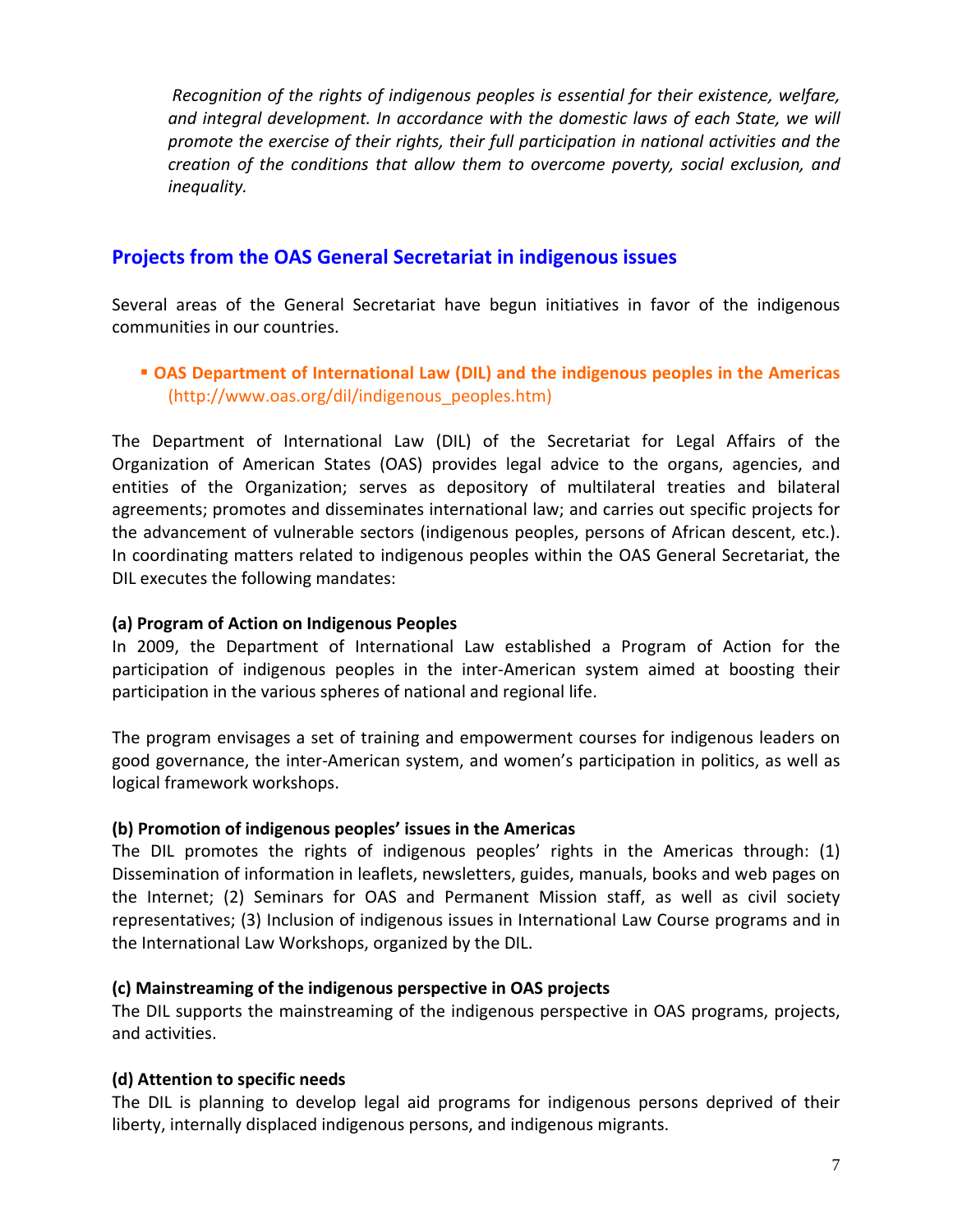*Recognition of the rights of indigenous peoples is essential for their existence, welfare, and integral development. In accordance with the domestic laws of each State, we will promote the exercise of their rights, their full participation in national activities and the creation of the conditions that allow them to overcome poverty, social exclusion, and inequality.*

## Projects from the OAS General Secretariat in indigenous issues

Several areas of the General Secretariat have begun initiatives in favor of the indigenous communities in our countries.

- **OAS Department of International Law (DIL) and the indigenous peoples in the Americas** (http://www.oas.org/dil/indigenous_peoples.htm)

The Department of International Law (DIL) of the Secretariat for Legal Affairs of the Organization of American States (OAS) provides legal advice to the organs, agencies, and entities of the Organization; serves as depository of multilateral treaties and bilateral agreements; promotes and disseminates international law; and carries out specific projects for the advancement of vulnerable sectors (indigenous peoples, persons of African descent, etc.). In coordinating matters related to indigenous peoples within the OAS General Secretariat, the DIL executes the following mandates:

**(a) Program of Action on Indigenous Peoples**
In 2009, the Department of International Law established a Program of Action for the participation of indigenous peoples in the inter-American system aimed at boosting their participation in the various spheres of national and regional life.

The program envisages a set of training and empowerment courses for indigenous leaders on good governance, the inter-American system, and women's participation in politics, as well as logical framework workshops.

**(b) Promotion of indigenous peoples' issues in the Americas**
The DIL promotes the rights of indigenous peoples' rights in the Americas through: (1) Dissemination of information in leaflets, newsletters, guides, manuals, books and web pages on the Internet; (2) Seminars for OAS and Permanent Mission staff, as well as civil society representatives; (3) Inclusion of indigenous issues in International Law Course programs and in the International Law Workshops, organized by the DIL.

**(c) Mainstreaming of the indigenous perspective in OAS projects**
The DIL supports the mainstreaming of the indigenous perspective in OAS programs, projects, and activities.

**(d) Attention to specific needs**
The DIL is planning to develop legal aid programs for indigenous persons deprived of their liberty, internally displaced indigenous persons, and indigenous migrants.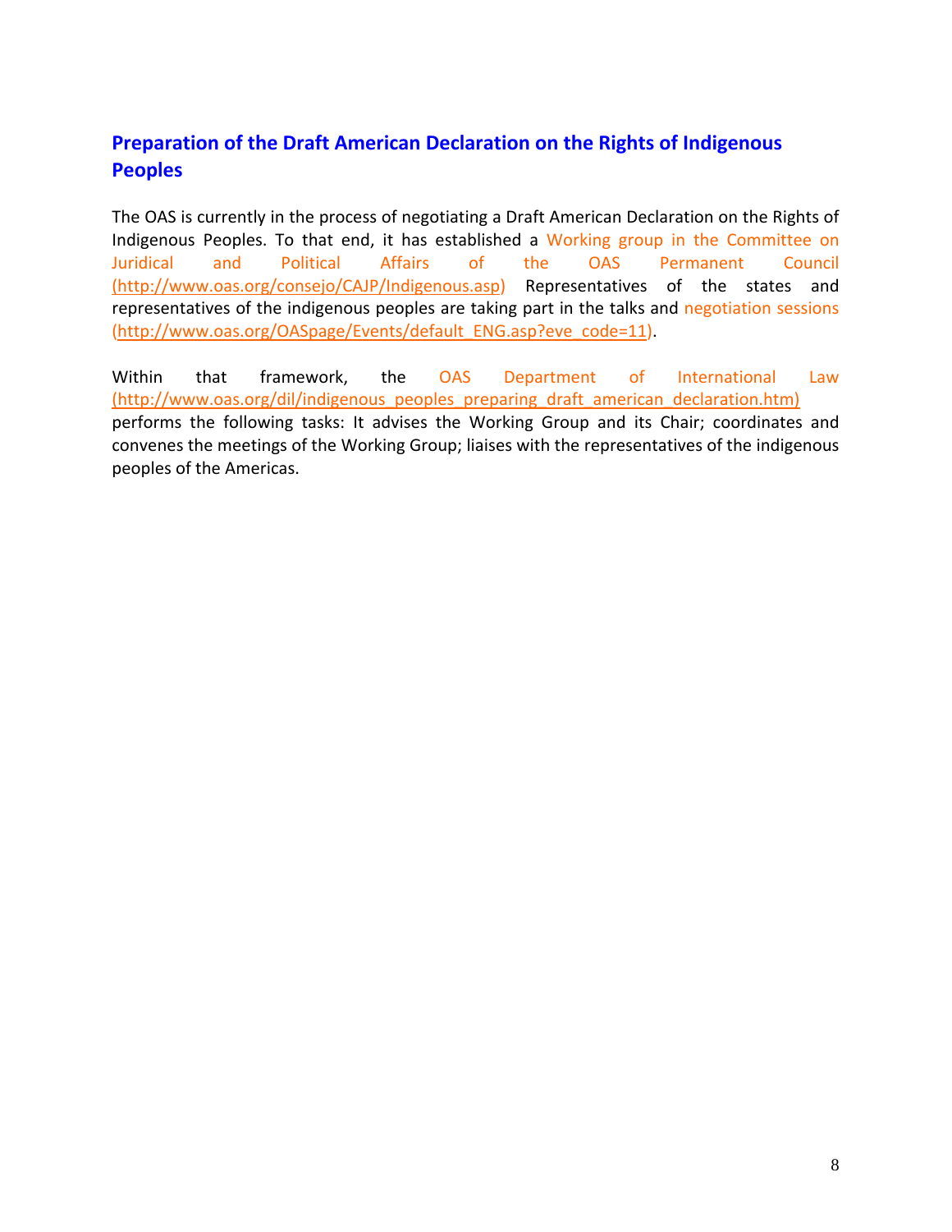## Preparation of the Draft American Declaration on the Rights of Indigenous Peoples

The OAS is currently in the process of negotiating a Draft American Declaration on the Rights of Indigenous Peoples. To that end, it has established a Working group in the Committee on Juridical and Political Affairs of the OAS Permanent Council (http://www.oas.org/consejo/CAJP/Indigenous.asp) Representatives of the states and representatives of the indigenous peoples are taking part in the talks and negotiation sessions (http://www.oas.org/OASpage/Events/default_ENG.asp?eve_code=11).

Within that framework, the OAS Department of International Law (http://www.oas.org/dil/indigenous_peoples_preparing_draft_american_declaration.htm) performs the following tasks: It advises the Working Group and its Chair; coordinates and convenes the meetings of the Working Group; liaises with the representatives of the indigenous peoples of the Americas.